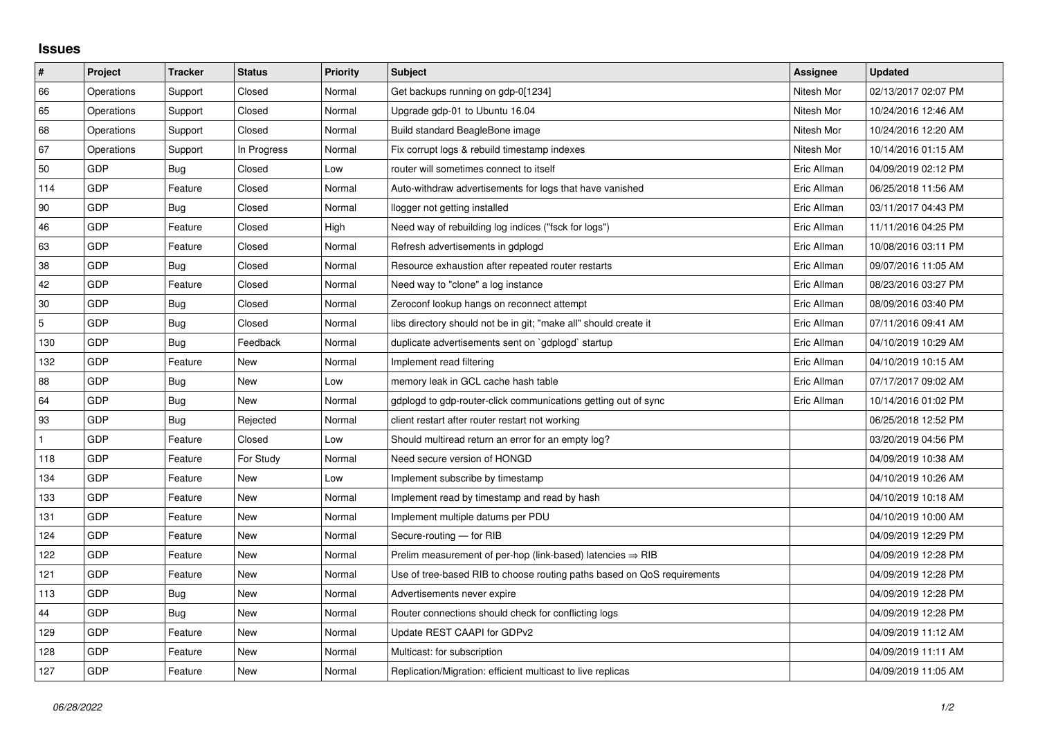## Issues

| # | Project | Tracker | Status | Priority | Subject | Assignee | Updated |
|---|---|---|---|---|---|---|---|
| 66 | Operations | Support | Closed | Normal | Get backups running on gdp-0[1234] | Nitesh Mor | 02/13/2017 02:07 PM |
| 65 | Operations | Support | Closed | Normal | Upgrade gdp-01 to Ubuntu 16.04 | Nitesh Mor | 10/24/2016 12:46 AM |
| 68 | Operations | Support | Closed | Normal | Build standard BeagleBone image | Nitesh Mor | 10/24/2016 12:20 AM |
| 67 | Operations | Support | In Progress | Normal | Fix corrupt logs & rebuild timestamp indexes | Nitesh Mor | 10/14/2016 01:15 AM |
| 50 | GDP | Bug | Closed | Low | router will sometimes connect to itself | Eric Allman | 04/09/2019 02:12 PM |
| 114 | GDP | Feature | Closed | Normal | Auto-withdraw advertisements for logs that have vanished | Eric Allman | 06/25/2018 11:56 AM |
| 90 | GDP | Bug | Closed | Normal | llogger not getting installed | Eric Allman | 03/11/2017 04:43 PM |
| 46 | GDP | Feature | Closed | High | Need way of rebuilding log indices ("fsck for logs") | Eric Allman | 11/11/2016 04:25 PM |
| 63 | GDP | Feature | Closed | Normal | Refresh advertisements in gdplogd | Eric Allman | 10/08/2016 03:11 PM |
| 38 | GDP | Bug | Closed | Normal | Resource exhaustion after repeated router restarts | Eric Allman | 09/07/2016 11:05 AM |
| 42 | GDP | Feature | Closed | Normal | Need way to "clone" a log instance | Eric Allman | 08/23/2016 03:27 PM |
| 30 | GDP | Bug | Closed | Normal | Zeroconf lookup hangs on reconnect attempt | Eric Allman | 08/09/2016 03:40 PM |
| 5 | GDP | Bug | Closed | Normal | libs directory should not be in git; "make all" should create it | Eric Allman | 07/11/2016 09:41 AM |
| 130 | GDP | Bug | Feedback | Normal | duplicate advertisements sent on `gdplogd` startup | Eric Allman | 04/10/2019 10:29 AM |
| 132 | GDP | Feature | New | Normal | Implement read filtering | Eric Allman | 04/10/2019 10:15 AM |
| 88 | GDP | Bug | New | Low | memory leak in GCL cache hash table | Eric Allman | 07/17/2017 09:02 AM |
| 64 | GDP | Bug | New | Normal | gdplogd to gdp-router-click communications getting out of sync | Eric Allman | 10/14/2016 01:02 PM |
| 93 | GDP | Bug | Rejected | Normal | client restart after router restart not working | | 06/25/2018 12:52 PM |
| 1 | GDP | Feature | Closed | Low | Should multiread return an error for an empty log? | | 03/20/2019 04:56 PM |
| 118 | GDP | Feature | For Study | Normal | Need secure version of HONGD | | 04/09/2019 10:38 AM |
| 134 | GDP | Feature | New | Low | Implement subscribe by timestamp | | 04/10/2019 10:26 AM |
| 133 | GDP | Feature | New | Normal | Implement read by timestamp and read by hash | | 04/10/2019 10:18 AM |
| 131 | GDP | Feature | New | Normal | Implement multiple datums per PDU | | 04/10/2019 10:00 AM |
| 124 | GDP | Feature | New | Normal | Secure-routing — for RIB | | 04/09/2019 12:29 PM |
| 122 | GDP | Feature | New | Normal | Prelim measurement of per-hop (link-based) latencies ⇒ RIB | | 04/09/2019 12:28 PM |
| 121 | GDP | Feature | New | Normal | Use of tree-based RIB to choose routing paths based on QoS requirements | | 04/09/2019 12:28 PM |
| 113 | GDP | Bug | New | Normal | Advertisements never expire | | 04/09/2019 12:28 PM |
| 44 | GDP | Bug | New | Normal | Router connections should check for conflicting logs | | 04/09/2019 12:28 PM |
| 129 | GDP | Feature | New | Normal | Update REST CAAPI for GDPv2 | | 04/09/2019 11:12 AM |
| 128 | GDP | Feature | New | Normal | Multicast: for subscription | | 04/09/2019 11:11 AM |
| 127 | GDP | Feature | New | Normal | Replication/Migration: efficient multicast to live replicas | | 04/09/2019 11:05 AM |

*06/28/2022*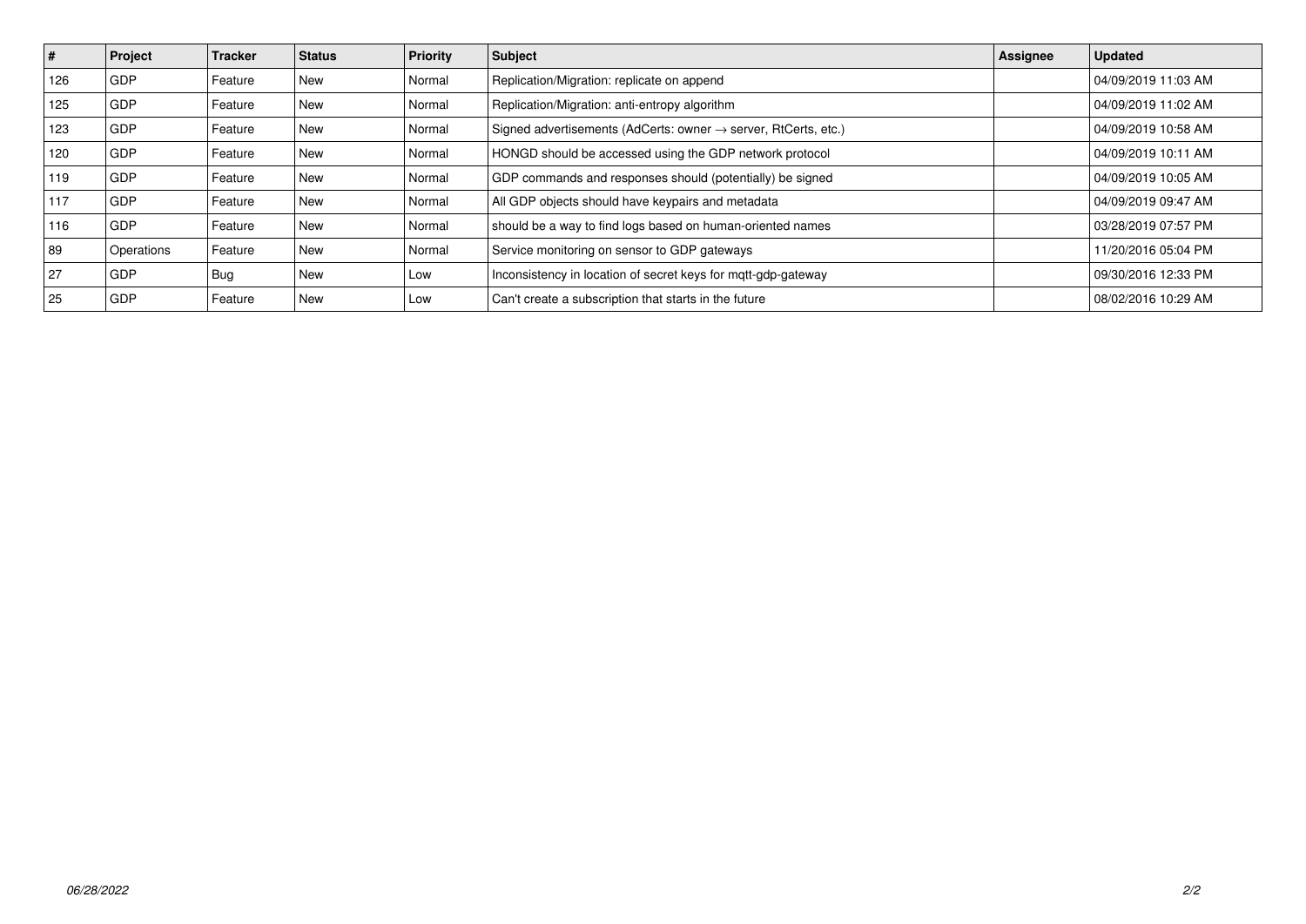| # | Project | Tracker | Status | Priority | Subject | Assignee | Updated |
|---|---|---|---|---|---|---|---|
| 126 | GDP | Feature | New | Normal | Replication/Migration: replicate on append | | 04/09/2019 11:03 AM |
| 125 | GDP | Feature | New | Normal | Replication/Migration: anti-entropy algorithm | | 04/09/2019 11:02 AM |
| 123 | GDP | Feature | New | Normal | Signed advertisements (AdCerts: owner → server, RtCerts, etc.) | | 04/09/2019 10:58 AM |
| 120 | GDP | Feature | New | Normal | HONGD should be accessed using the GDP network protocol | | 04/09/2019 10:11 AM |
| 119 | GDP | Feature | New | Normal | GDP commands and responses should (potentially) be signed | | 04/09/2019 10:05 AM |
| 117 | GDP | Feature | New | Normal | All GDP objects should have keypairs and metadata | | 04/09/2019 09:47 AM |
| 116 | GDP | Feature | New | Normal | should be a way to find logs based on human-oriented names | | 03/28/2019 07:57 PM |
| 89 | Operations | Feature | New | Normal | Service monitoring on sensor to GDP gateways | | 11/20/2016 05:04 PM |
| 27 | GDP | Bug | New | Low | Inconsistency in location of secret keys for mqtt-gdp-gateway | | 09/30/2016 12:33 PM |
| 25 | GDP | Feature | New | Low | Can't create a subscription that starts in the future | | 08/02/2016 10:29 AM |